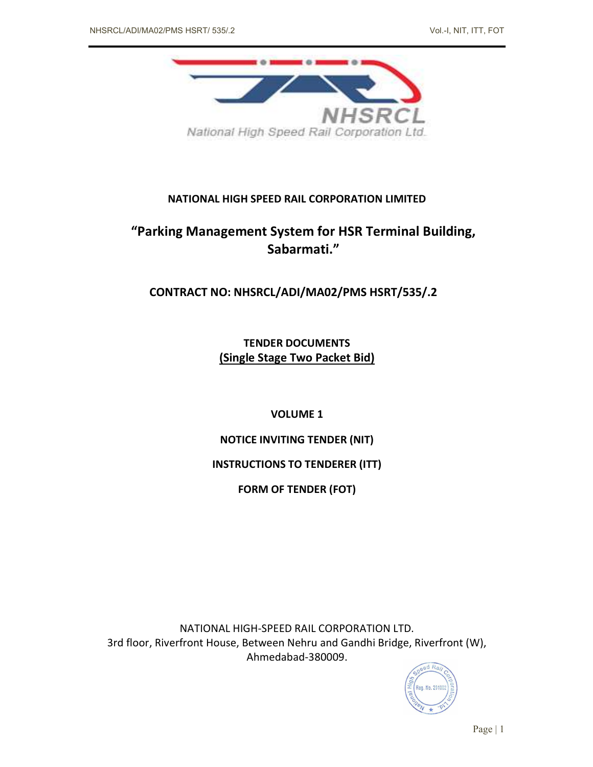NHSRCL

National High Speed Rail Corporation Ltd.

# NATIONAL HIGH SPEED RAIL CORPORATION LIMITED

## "Parking Management System for HSR Terminal Building, Sabarmati."

## CONTRACT NO: NHSRCL/ADI/MA02/PMS HSRT/535/.2

**TENDER DOCUMENTS**

**(Single Stage Two Packet Bid)**

**VOLUME 1**

**NOTICE INVITING TENDER (NIT)**

**INSTRUCTIONS TO TENDERER (ITT)**

**FORM OF TENDER (FOT)**

NATIONAL HIGH-SPEED RAIL CORPORATION LTD.
3rd floor, Riverfront House, Between Nehru and Gandhi Bridge, Riverfront (W), Ahmedabad-380009.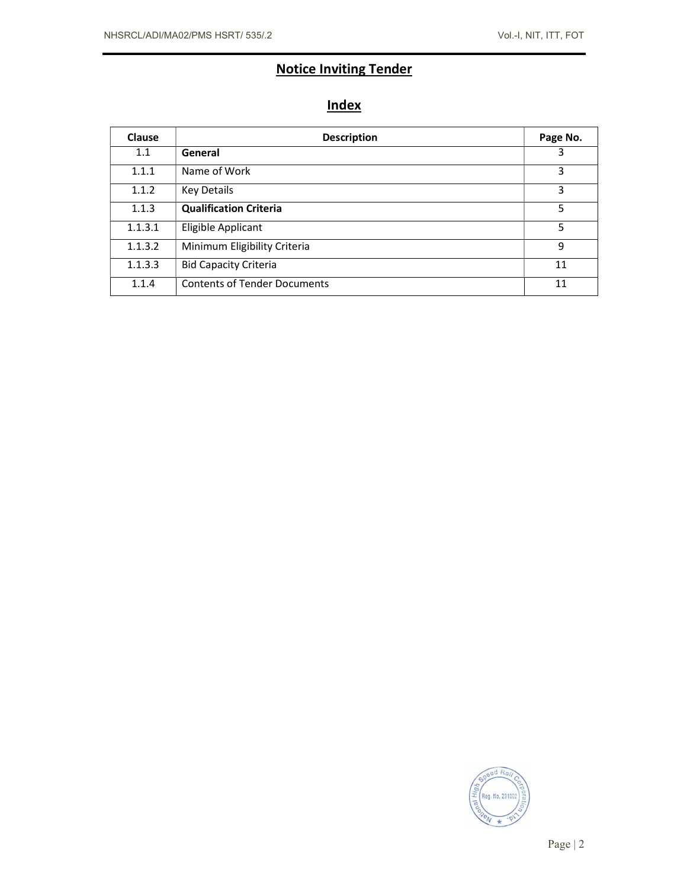# Notice Inviting Tender

## Index

| Clause | Description | Page No. |
|---|---|---|
| 1.1 | **General** | 3 |
| 1.1.1 | Name of Work | 3 |
| 1.1.2 | Key Details | 3 |
| 1.1.3 | **Qualification Criteria** | 5 |
| 1.1.3.1 | Eligible Applicant | 5 |
| 1.1.3.2 | Minimum Eligibility Criteria | 9 |
| 1.1.3.3 | Bid Capacity Criteria | 11 |
| 1.1.4 | Contents of Tender Documents | 11 |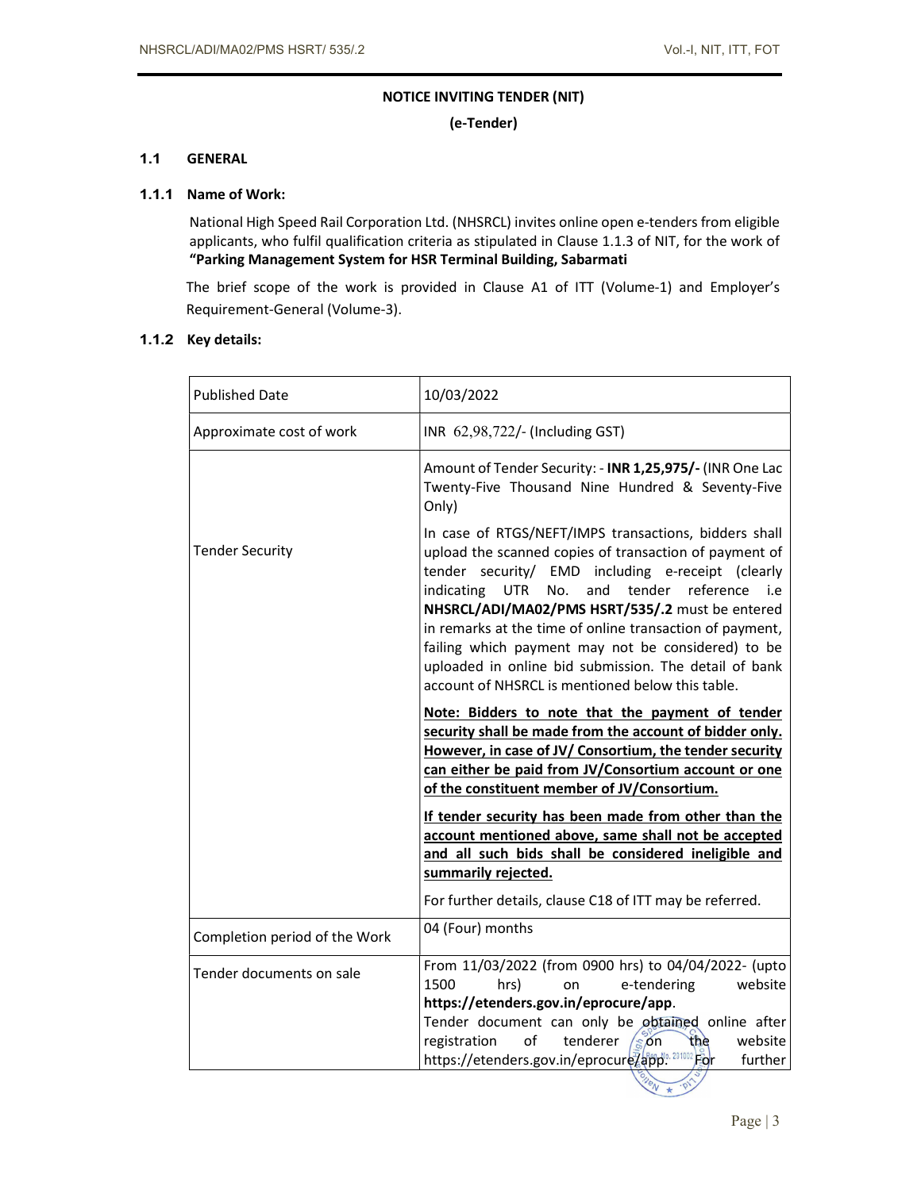# NOTICE INVITING TENDER (NIT)

**(e-Tender)**

## 1.1 GENERAL

### 1.1.1 Name of Work:

National High Speed Rail Corporation Ltd. (NHSRCL) invites online open e-tenders from eligible applicants, who fulfil qualification criteria as stipulated in Clause 1.1.3 of NIT, for the work of **"Parking Management System for HSR Terminal Building, Sabarmati**

The brief scope of the work is provided in Clause A1 of ITT (Volume-1) and Employer's Requirement-General (Volume-3).

### 1.1.2 Key details:

| | |
|---|---|
| Published Date | 10/03/2022 |
| Approximate cost of work | INR 62,98,722/- (Including GST) |
| Tender Security | Amount of Tender Security: - **INR 1,25,975/-** (INR One Lac Twenty-Five Thousand Nine Hundred & Seventy-Five Only)<br><br>In case of RTGS/NEFT/IMPS transactions, bidders shall upload the scanned copies of transaction of payment of tender security/ EMD including e-receipt (clearly indicating UTR No. and tender reference i.e **NHSRCL/ADI/MA02/PMS HSRT/535/.2** must be entered in remarks at the time of online transaction of payment, failing which payment may not be considered) to be uploaded in online bid submission. The detail of bank account of NHSRCL is mentioned below this table.<br><br>**Note: Bidders to note that the payment of tender security shall be made from the account of bidder only. However, in case of JV/ Consortium, the tender security can either be paid from JV/Consortium account or one of the constituent member of JV/Consortium.**<br><br>**If tender security has been made from other than the account mentioned above, same shall not be accepted and all such bids shall be considered ineligible and summarily rejected.**<br><br>For further details, clause C18 of ITT may be referred. |
| Completion period of the Work | 04 (Four) months |
| Tender documents on sale | From 11/03/2022 (from 0900 hrs) to 04/04/2022- (upto 1500 hrs) on e-tendering website **https://etenders.gov.in/eprocure/app**.<br>Tender document can only be obtained online after registration of tenderer on the website https://etenders.gov.in/eprocure/app. For further |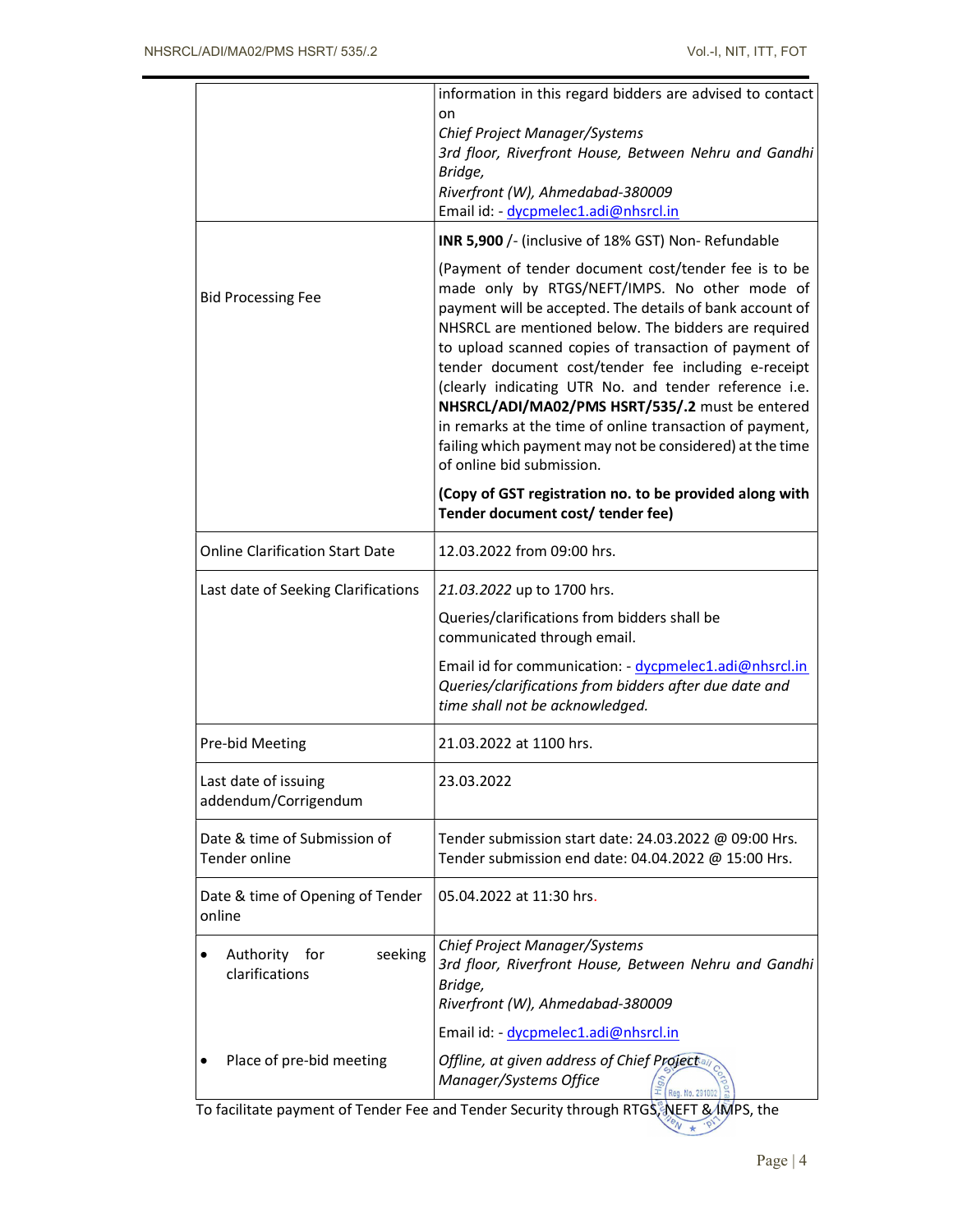| | |
|---|---|
| | information in this regard bidders are advised to contact on<br>*Chief Project Manager/Systems*<br>*3rd floor, Riverfront House, Between Nehru and Gandhi Bridge,*<br>*Riverfront (W), Ahmedabad-380009*<br>Email id: - dycpmelec1.adi@nhsrcl.in |
| Bid Processing Fee | **INR 5,900** /- (inclusive of 18% GST) Non- Refundable<br><br>(Payment of tender document cost/tender fee is to be made only by RTGS/NEFT/IMPS. No other mode of payment will be accepted. The details of bank account of NHSRCL are mentioned below. The bidders are required to upload scanned copies of transaction of payment of tender document cost/tender fee including e-receipt (clearly indicating UTR No. and tender reference i.e. **NHSRCL/ADI/MA02/PMS HSRT/535/.2** must be entered in remarks at the time of online transaction of payment, failing which payment may not be considered) at the time of online bid submission.<br><br>**(Copy of GST registration no. to be provided along with Tender document cost/ tender fee)** |
| Online Clarification Start Date | 12.03.2022 from 09:00 hrs. |
| Last date of Seeking Clarifications | *21.03.2022* up to 1700 hrs.<br><br>Queries/clarifications from bidders shall be communicated through email.<br><br>Email id for communication: - dycpmelec1.adi@nhsrcl.in<br>*Queries/clarifications from bidders after due date and time shall not be acknowledged.* |
| Pre-bid Meeting | 21.03.2022 at 1100 hrs. |
| Last date of issuing addendum/Corrigendum | 23.03.2022 |
| Date & time of Submission of Tender online | Tender submission start date: 24.03.2022 @ 09:00 Hrs.<br>Tender submission end date: 04.04.2022 @ 15:00 Hrs. |
| Date & time of Opening of Tender online | 05.04.2022 at 11:30 hrs. |
| • Authority for seeking clarifications | *Chief Project Manager/Systems*<br>*3rd floor, Riverfront House, Between Nehru and Gandhi Bridge,*<br>*Riverfront (W), Ahmedabad-380009*<br><br>Email id: - dycpmelec1.adi@nhsrcl.in |
| • Place of pre-bid meeting | *Offline, at given address of Chief Project Manager/Systems Office* |

To facilitate payment of Tender Fee and Tender Security through RTGS, NEFT & IMPS, the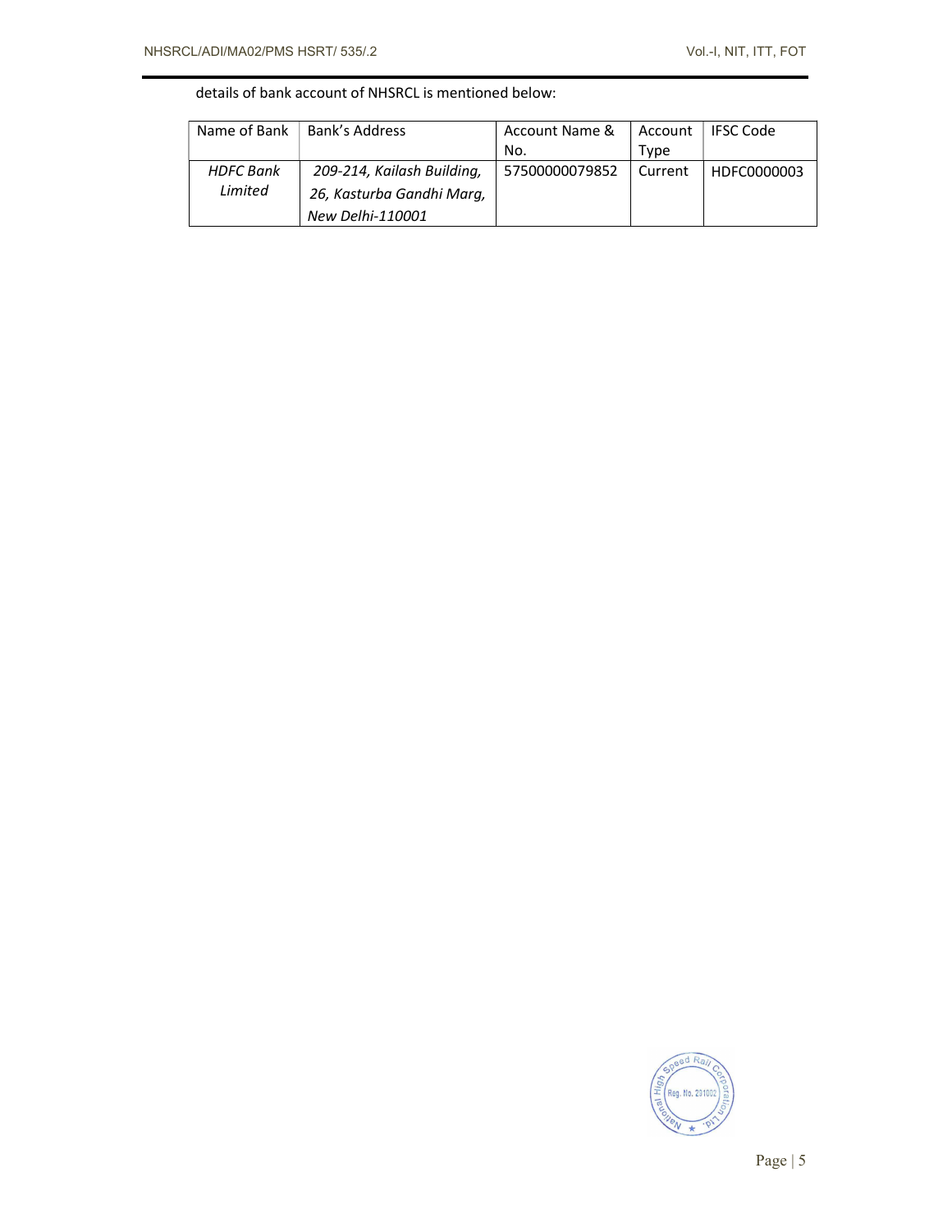details of bank account of NHSRCL is mentioned below:

| Name of Bank | Bank's Address | Account Name & No. | Account Type | IFSC Code |
|---|---|---|---|---|
| *HDFC Bank Limited* | *209-214, Kailash Building, 26, Kasturba Gandhi Marg, New Delhi-110001* | 57500000079852 | Current | HDFC0000003 |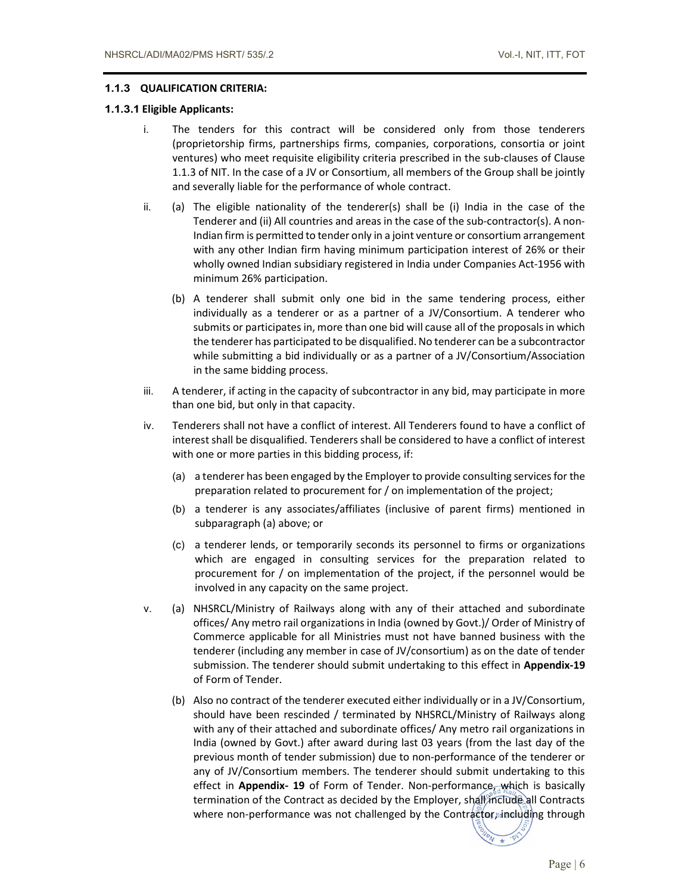### 1.1.3 QUALIFICATION CRITERIA:

#### 1.1.3.1 Eligible Applicants:

i. The tenders for this contract will be considered only from those tenderers (proprietorship firms, partnerships firms, companies, corporations, consortia or joint ventures) who meet requisite eligibility criteria prescribed in the sub-clauses of Clause 1.1.3 of NIT. In the case of a JV or Consortium, all members of the Group shall be jointly and severally liable for the performance of whole contract.

ii. (a) The eligible nationality of the tenderer(s) shall be (i) India in the case of the Tenderer and (ii) All countries and areas in the case of the sub-contractor(s). A non-Indian firm is permitted to tender only in a joint venture or consortium arrangement with any other Indian firm having minimum participation interest of 26% or their wholly owned Indian subsidiary registered in India under Companies Act-1956 with minimum 26% participation.

(b) A tenderer shall submit only one bid in the same tendering process, either individually as a tenderer or as a partner of a JV/Consortium. A tenderer who submits or participates in, more than one bid will cause all of the proposals in which the tenderer has participated to be disqualified. No tenderer can be a subcontractor while submitting a bid individually or as a partner of a JV/Consortium/Association in the same bidding process.

iii. A tenderer, if acting in the capacity of subcontractor in any bid, may participate in more than one bid, but only in that capacity.

iv. Tenderers shall not have a conflict of interest. All Tenderers found to have a conflict of interest shall be disqualified. Tenderers shall be considered to have a conflict of interest with one or more parties in this bidding process, if:

(a) a tenderer has been engaged by the Employer to provide consulting services for the preparation related to procurement for / on implementation of the project;

(b) a tenderer is any associates/affiliates (inclusive of parent firms) mentioned in subparagraph (a) above; or

(c) a tenderer lends, or temporarily seconds its personnel to firms or organizations which are engaged in consulting services for the preparation related to procurement for / on implementation of the project, if the personnel would be involved in any capacity on the same project.

v. (a) NHSRCL/Ministry of Railways along with any of their attached and subordinate offices/ Any metro rail organizations in India (owned by Govt.)/ Order of Ministry of Commerce applicable for all Ministries must not have banned business with the tenderer (including any member in case of JV/consortium) as on the date of tender submission. The tenderer should submit undertaking to this effect in **Appendix-19** of Form of Tender.

(b) Also no contract of the tenderer executed either individually or in a JV/Consortium, should have been rescinded / terminated by NHSRCL/Ministry of Railways along with any of their attached and subordinate offices/ Any metro rail organizations in India (owned by Govt.) after award during last 03 years (from the last day of the previous month of tender submission) due to non-performance of the tenderer or any of JV/Consortium members. The tenderer should submit undertaking to this effect in **Appendix- 19** of Form of Tender. Non-performance, which is basically termination of the Contract as decided by the Employer, shall include all Contracts where non-performance was not challenged by the Contractor, including through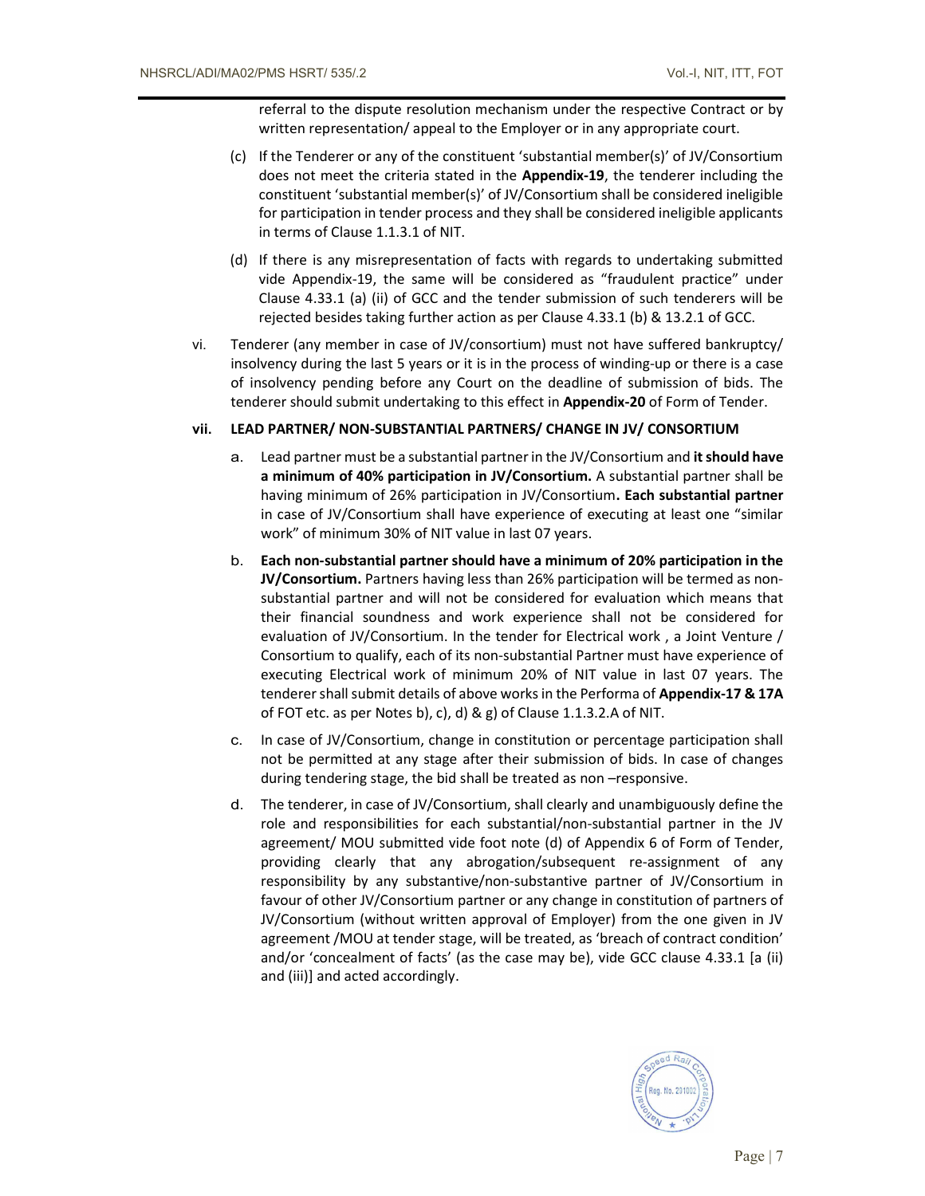referral to the dispute resolution mechanism under the respective Contract or by written representation/ appeal to the Employer or in any appropriate court.

(c) If the Tenderer or any of the constituent 'substantial member(s)' of JV/Consortium does not meet the criteria stated in the **Appendix-19**, the tenderer including the constituent 'substantial member(s)' of JV/Consortium shall be considered ineligible for participation in tender process and they shall be considered ineligible applicants in terms of Clause 1.1.3.1 of NIT.

(d) If there is any misrepresentation of facts with regards to undertaking submitted vide Appendix-19, the same will be considered as "fraudulent practice" under Clause 4.33.1 (a) (ii) of GCC and the tender submission of such tenderers will be rejected besides taking further action as per Clause 4.33.1 (b) & 13.2.1 of GCC.

vi. Tenderer (any member in case of JV/consortium) must not have suffered bankruptcy/ insolvency during the last 5 years or it is in the process of winding-up or there is a case of insolvency pending before any Court on the deadline of submission of bids. The tenderer should submit undertaking to this effect in **Appendix-20** of Form of Tender.

**vii. LEAD PARTNER/ NON-SUBSTANTIAL PARTNERS/ CHANGE IN JV/ CONSORTIUM**

a. Lead partner must be a substantial partner in the JV/Consortium and **it should have a minimum of 40% participation in JV/Consortium.** A substantial partner shall be having minimum of 26% participation in JV/Consortium**. Each substantial partner** in case of JV/Consortium shall have experience of executing at least one "similar work" of minimum 30% of NIT value in last 07 years.

b. **Each non-substantial partner should have a minimum of 20% participation in the JV/Consortium.** Partners having less than 26% participation will be termed as non-substantial partner and will not be considered for evaluation which means that their financial soundness and work experience shall not be considered for evaluation of JV/Consortium. In the tender for Electrical work , a Joint Venture / Consortium to qualify, each of its non-substantial Partner must have experience of executing Electrical work of minimum 20% of NIT value in last 07 years. The tenderer shall submit details of above works in the Performa of **Appendix-17 & 17A** of FOT etc. as per Notes b), c), d) & g) of Clause 1.1.3.2.A of NIT.

c. In case of JV/Consortium, change in constitution or percentage participation shall not be permitted at any stage after their submission of bids. In case of changes during tendering stage, the bid shall be treated as non –responsive.

d. The tenderer, in case of JV/Consortium, shall clearly and unambiguously define the role and responsibilities for each substantial/non-substantial partner in the JV agreement/ MOU submitted vide foot note (d) of Appendix 6 of Form of Tender, providing clearly that any abrogation/subsequent re-assignment of any responsibility by any substantive/non-substantive partner of JV/Consortium in favour of other JV/Consortium partner or any change in constitution of partners of JV/Consortium (without written approval of Employer) from the one given in JV agreement /MOU at tender stage, will be treated, as 'breach of contract condition' and/or 'concealment of facts' (as the case may be), vide GCC clause 4.33.1 [a (ii) and (iii)] and acted accordingly.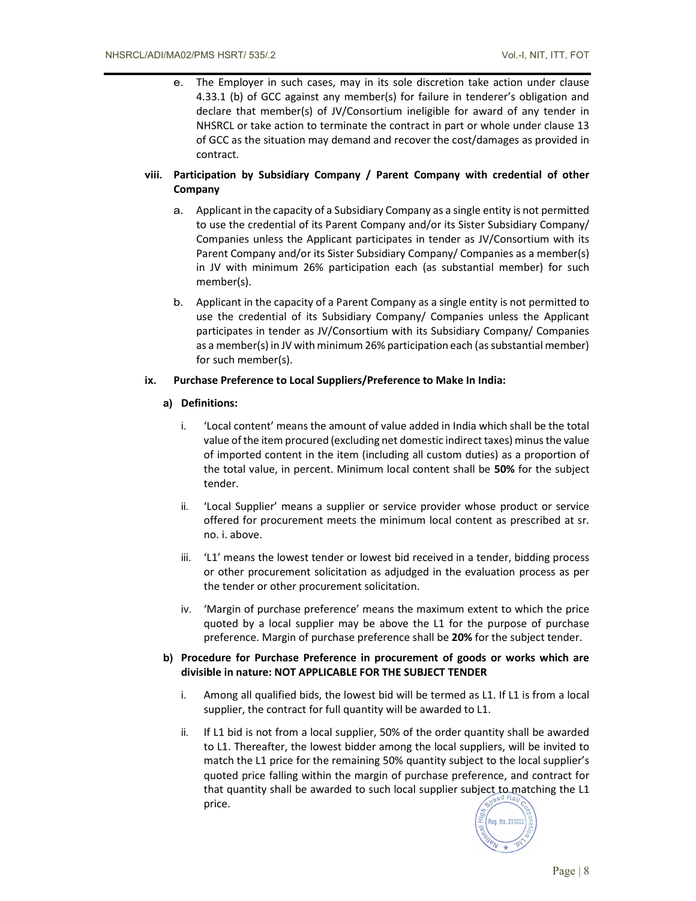e. The Employer in such cases, may in its sole discretion take action under clause 4.33.1 (b) of GCC against any member(s) for failure in tenderer's obligation and declare that member(s) of JV/Consortium ineligible for award of any tender in NHSRCL or take action to terminate the contract in part or whole under clause 13 of GCC as the situation may demand and recover the cost/damages as provided in contract.

**viii. Participation by Subsidiary Company / Parent Company with credential of other Company**

a. Applicant in the capacity of a Subsidiary Company as a single entity is not permitted to use the credential of its Parent Company and/or its Sister Subsidiary Company/ Companies unless the Applicant participates in tender as JV/Consortium with its Parent Company and/or its Sister Subsidiary Company/ Companies as a member(s) in JV with minimum 26% participation each (as substantial member) for such member(s).

b. Applicant in the capacity of a Parent Company as a single entity is not permitted to use the credential of its Subsidiary Company/ Companies unless the Applicant participates in tender as JV/Consortium with its Subsidiary Company/ Companies as a member(s) in JV with minimum 26% participation each (as substantial member) for such member(s).

**ix. Purchase Preference to Local Suppliers/Preference to Make In India:**

**a) Definitions:**

i. 'Local content' means the amount of value added in India which shall be the total value of the item procured (excluding net domestic indirect taxes) minus the value of imported content in the item (including all custom duties) as a proportion of the total value, in percent. Minimum local content shall be **50%** for the subject tender.

ii. 'Local Supplier' means a supplier or service provider whose product or service offered for procurement meets the minimum local content as prescribed at sr. no. i. above.

iii. 'L1' means the lowest tender or lowest bid received in a tender, bidding process or other procurement solicitation as adjudged in the evaluation process as per the tender or other procurement solicitation.

iv. 'Margin of purchase preference' means the maximum extent to which the price quoted by a local supplier may be above the L1 for the purpose of purchase preference. Margin of purchase preference shall be **20%** for the subject tender.

**b) Procedure for Purchase Preference in procurement of goods or works which are divisible in nature: NOT APPLICABLE FOR THE SUBJECT TENDER**

i. Among all qualified bids, the lowest bid will be termed as L1. If L1 is from a local supplier, the contract for full quantity will be awarded to L1.

ii. If L1 bid is not from a local supplier, 50% of the order quantity shall be awarded to L1. Thereafter, the lowest bidder among the local suppliers, will be invited to match the L1 price for the remaining 50% quantity subject to the local supplier's quoted price falling within the margin of purchase preference, and contract for that quantity shall be awarded to such local supplier subject to matching the L1 price.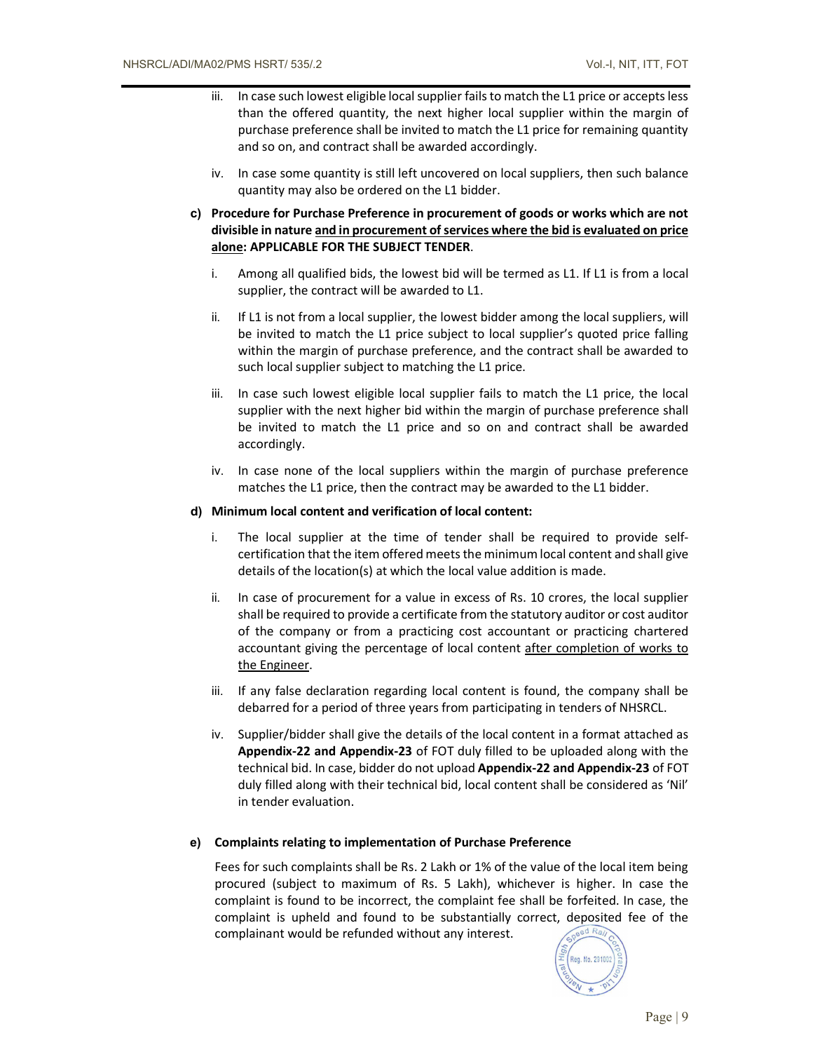iii. In case such lowest eligible local supplier fails to match the L1 price or accepts less than the offered quantity, the next higher local supplier within the margin of purchase preference shall be invited to match the L1 price for remaining quantity and so on, and contract shall be awarded accordingly.

iv. In case some quantity is still left uncovered on local suppliers, then such balance quantity may also be ordered on the L1 bidder.

**c) Procedure for Purchase Preference in procurement of goods or works which are not divisible in nature <u>and in procurement of services where the bid is evaluated on price alone</u>: APPLICABLE FOR THE SUBJECT TENDER**.

i. Among all qualified bids, the lowest bid will be termed as L1. If L1 is from a local supplier, the contract will be awarded to L1.

ii. If L1 is not from a local supplier, the lowest bidder among the local suppliers, will be invited to match the L1 price subject to local supplier's quoted price falling within the margin of purchase preference, and the contract shall be awarded to such local supplier subject to matching the L1 price.

iii. In case such lowest eligible local supplier fails to match the L1 price, the local supplier with the next higher bid within the margin of purchase preference shall be invited to match the L1 price and so on and contract shall be awarded accordingly.

iv. In case none of the local suppliers within the margin of purchase preference matches the L1 price, then the contract may be awarded to the L1 bidder.

**d) Minimum local content and verification of local content:**

i. The local supplier at the time of tender shall be required to provide self-certification that the item offered meets the minimum local content and shall give details of the location(s) at which the local value addition is made.

ii. In case of procurement for a value in excess of Rs. 10 crores, the local supplier shall be required to provide a certificate from the statutory auditor or cost auditor of the company or from a practicing cost accountant or practicing chartered accountant giving the percentage of local content <u>after completion of works to the Engineer</u>.

iii. If any false declaration regarding local content is found, the company shall be debarred for a period of three years from participating in tenders of NHSRCL.

iv. Supplier/bidder shall give the details of the local content in a format attached as **Appendix-22 and Appendix-23** of FOT duly filled to be uploaded along with the technical bid. In case, bidder do not upload **Appendix-22 and Appendix-23** of FOT duly filled along with their technical bid, local content shall be considered as 'Nil' in tender evaluation.

**e) Complaints relating to implementation of Purchase Preference**

Fees for such complaints shall be Rs. 2 Lakh or 1% of the value of the local item being procured (subject to maximum of Rs. 5 Lakh), whichever is higher. In case the complaint is found to be incorrect, the complaint fee shall be forfeited. In case, the complaint is upheld and found to be substantially correct, deposited fee of the complainant would be refunded without any interest.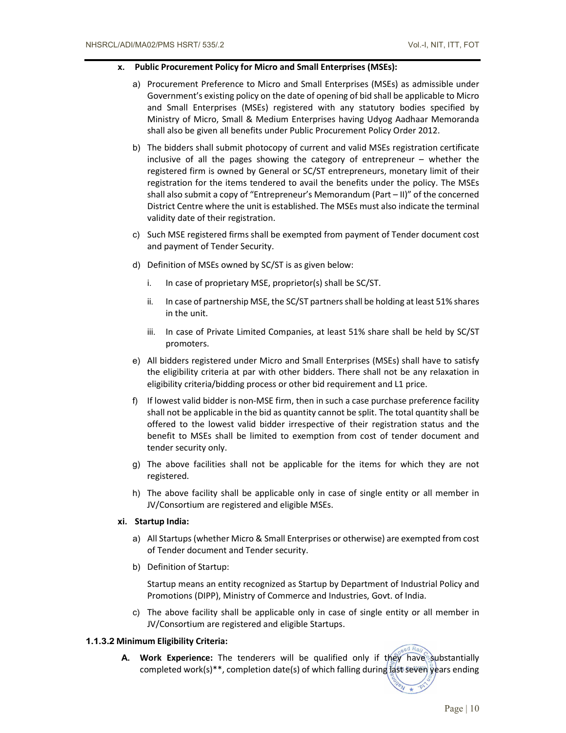**x. Public Procurement Policy for Micro and Small Enterprises (MSEs):**

a) Procurement Preference to Micro and Small Enterprises (MSEs) as admissible under Government's existing policy on the date of opening of bid shall be applicable to Micro and Small Enterprises (MSEs) registered with any statutory bodies specified by Ministry of Micro, Small & Medium Enterprises having Udyog Aadhaar Memoranda shall also be given all benefits under Public Procurement Policy Order 2012.

b) The bidders shall submit photocopy of current and valid MSEs registration certificate inclusive of all the pages showing the category of entrepreneur – whether the registered firm is owned by General or SC/ST entrepreneurs, monetary limit of their registration for the items tendered to avail the benefits under the policy. The MSEs shall also submit a copy of "Entrepreneur's Memorandum (Part – II)" of the concerned District Centre where the unit is established. The MSEs must also indicate the terminal validity date of their registration.

c) Such MSE registered firms shall be exempted from payment of Tender document cost and payment of Tender Security.

d) Definition of MSEs owned by SC/ST is as given below:

   i. In case of proprietary MSE, proprietor(s) shall be SC/ST.

   ii. In case of partnership MSE, the SC/ST partners shall be holding at least 51% shares in the unit.

   iii. In case of Private Limited Companies, at least 51% share shall be held by SC/ST promoters.

e) All bidders registered under Micro and Small Enterprises (MSEs) shall have to satisfy the eligibility criteria at par with other bidders. There shall not be any relaxation in eligibility criteria/bidding process or other bid requirement and L1 price.

f) If lowest valid bidder is non-MSE firm, then in such a case purchase preference facility shall not be applicable in the bid as quantity cannot be split. The total quantity shall be offered to the lowest valid bidder irrespective of their registration status and the benefit to MSEs shall be limited to exemption from cost of tender document and tender security only.

g) The above facilities shall not be applicable for the items for which they are not registered.

h) The above facility shall be applicable only in case of single entity or all member in JV/Consortium are registered and eligible MSEs.

**xi. Startup India:**

a) All Startups (whether Micro & Small Enterprises or otherwise) are exempted from cost of Tender document and Tender security.

b) Definition of Startup:

   Startup means an entity recognized as Startup by Department of Industrial Policy and Promotions (DIPP), Ministry of Commerce and Industries, Govt. of India.

c) The above facility shall be applicable only in case of single entity or all member in JV/Consortium are registered and eligible Startups.

**1.1.3.2 Minimum Eligibility Criteria:**

**A. Work Experience:** The tenderers will be qualified only if they have substantially completed work(s)**, completion date(s) of which falling during last seven years ending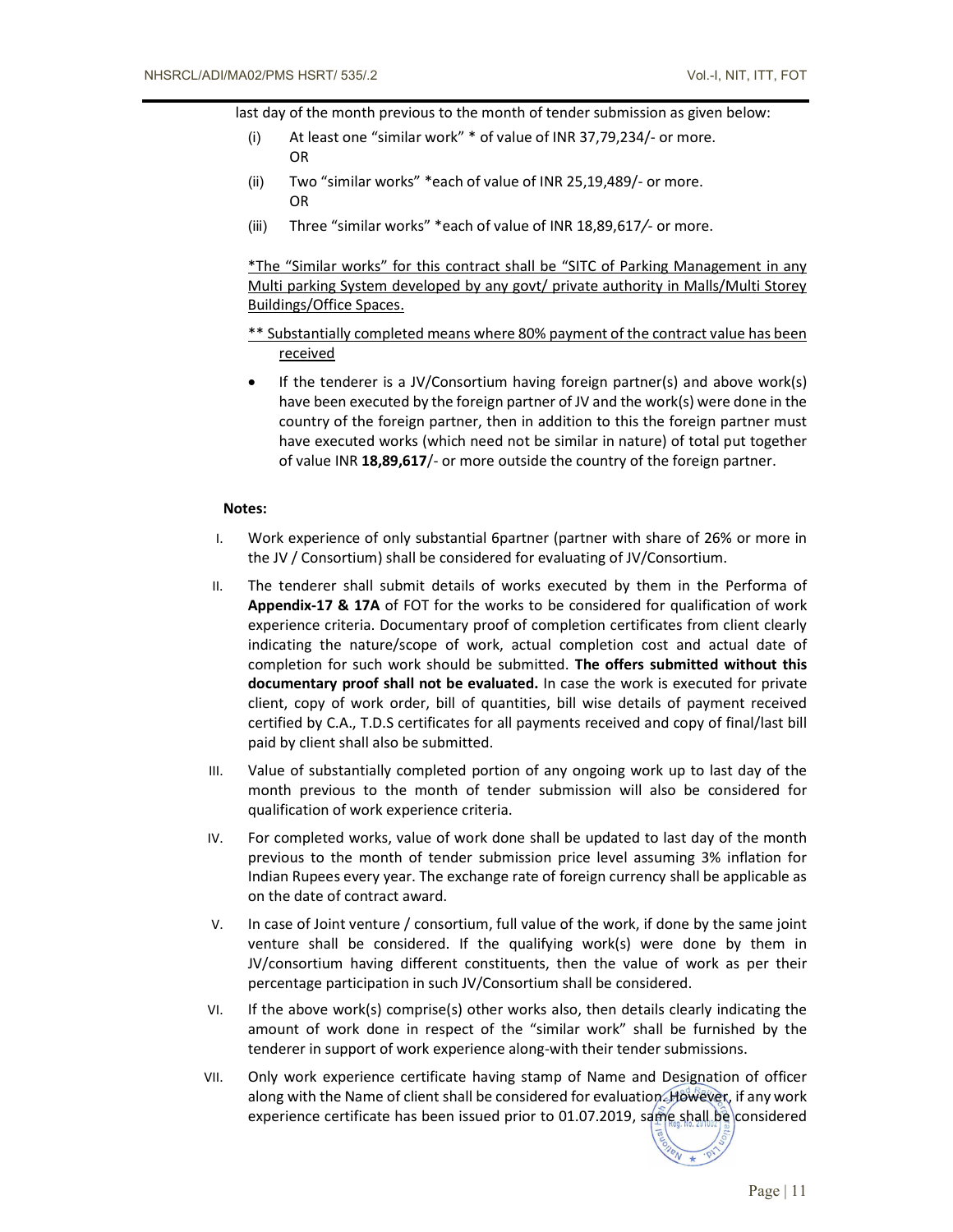last day of the month previous to the month of tender submission as given below:

(i) At least one "similar work" * of value of INR 37,79,234/- or more.
OR

(ii) Two "similar works" *each of value of INR 25,19,489/- or more.
OR

(iii) Three "similar works" *each of value of INR 18,89,617/- or more.

<u>*The "Similar works" for this contract shall be "SITC of Parking Management in any Multi parking System developed by any govt/ private authority in Malls/Multi Storey Buildings/Office Spaces.</u>

<u>** Substantially completed means where 80% payment of the contract value has been received</u>

- If the tenderer is a JV/Consortium having foreign partner(s) and above work(s) have been executed by the foreign partner of JV and the work(s) were done in the country of the foreign partner, then in addition to this the foreign partner must have executed works (which need not be similar in nature) of total put together of value INR **18,89,617**/- or more outside the country of the foreign partner.

**Notes:**

I. Work experience of only substantial 6partner (partner with share of 26% or more in the JV / Consortium) shall be considered for evaluating of JV/Consortium.

II. The tenderer shall submit details of works executed by them in the Performa of **Appendix-17 & 17A** of FOT for the works to be considered for qualification of work experience criteria. Documentary proof of completion certificates from client clearly indicating the nature/scope of work, actual completion cost and actual date of completion for such work should be submitted. **The offers submitted without this documentary proof shall not be evaluated.** In case the work is executed for private client, copy of work order, bill of quantities, bill wise details of payment received certified by C.A., T.D.S certificates for all payments received and copy of final/last bill paid by client shall also be submitted.

III. Value of substantially completed portion of any ongoing work up to last day of the month previous to the month of tender submission will also be considered for qualification of work experience criteria.

IV. For completed works, value of work done shall be updated to last day of the month previous to the month of tender submission price level assuming 3% inflation for Indian Rupees every year. The exchange rate of foreign currency shall be applicable as on the date of contract award.

V. In case of Joint venture / consortium, full value of the work, if done by the same joint venture shall be considered. If the qualifying work(s) were done by them in JV/consortium having different constituents, then the value of work as per their percentage participation in such JV/Consortium shall be considered.

VI. If the above work(s) comprise(s) other works also, then details clearly indicating the amount of work done in respect of the "similar work" shall be furnished by the tenderer in support of work experience along-with their tender submissions.

VII. Only work experience certificate having stamp of Name and Designation of officer along with the Name of client shall be considered for evaluation. However, if any work experience certificate has been issued prior to 01.07.2019, same shall be considered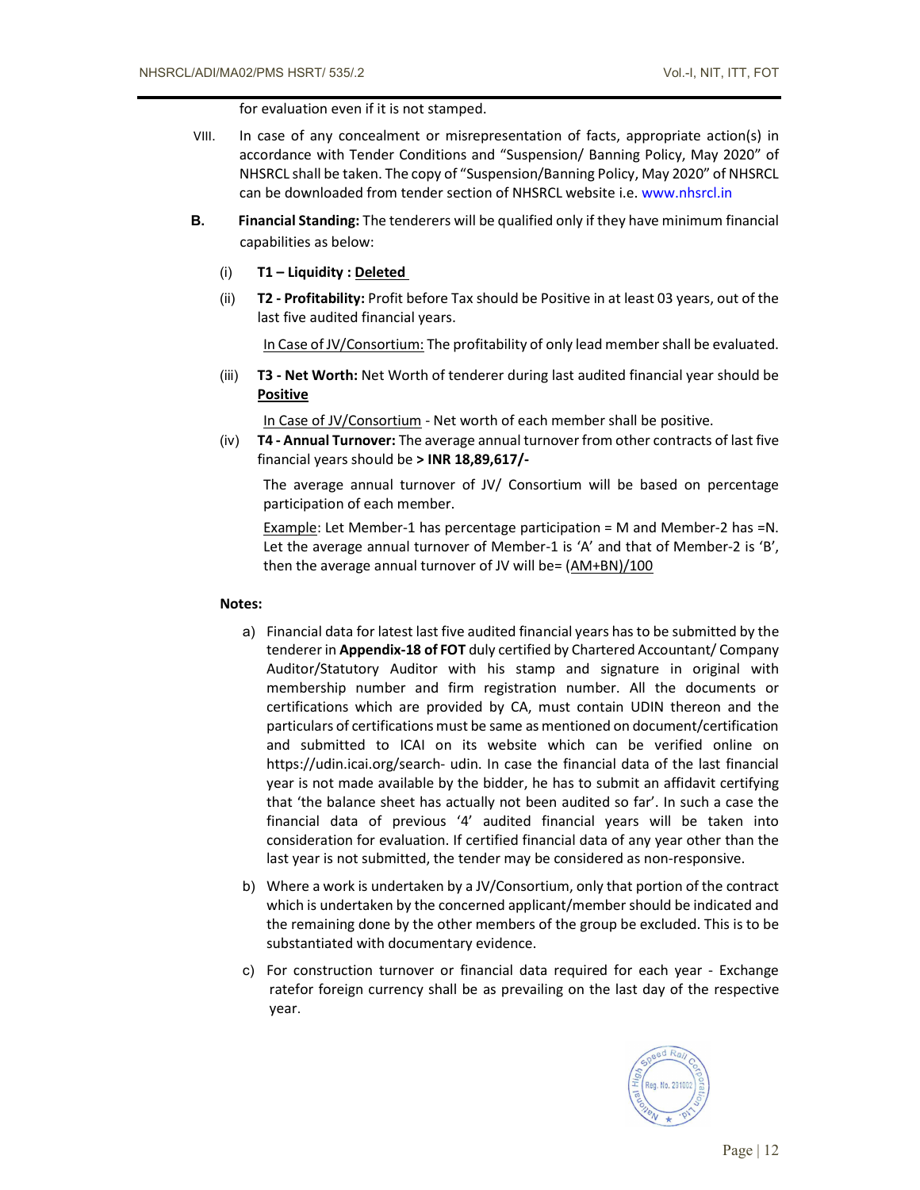for evaluation even if it is not stamped.

VIII. In case of any concealment or misrepresentation of facts, appropriate action(s) in accordance with Tender Conditions and "Suspension/ Banning Policy, May 2020" of NHSRCL shall be taken. The copy of "Suspension/Banning Policy, May 2020" of NHSRCL can be downloaded from tender section of NHSRCL website i.e. www.nhsrcl.in

**B. Financial Standing:** The tenderers will be qualified only if they have minimum financial capabilities as below:

(i) **T1 – Liquidity : <u>Deleted</u>**

(ii) **T2 - Profitability:** Profit before Tax should be Positive in at least 03 years, out of the last five audited financial years.

<u>In Case of JV/Consortium:</u> The profitability of only lead member shall be evaluated.

(iii) **T3 - Net Worth:** Net Worth of tenderer during last audited financial year should be **<u>Positive</u>**

<u>In Case of JV/Consortium</u> - Net worth of each member shall be positive.

(iv) **T4 - Annual Turnover:** The average annual turnover from other contracts of last five financial years should be **> INR 18,89,617/-**

The average annual turnover of JV/ Consortium will be based on percentage participation of each member.

<u>Example</u>: Let Member-1 has percentage participation = M and Member-2 has =N. Let the average annual turnover of Member-1 is 'A' and that of Member-2 is 'B', then the average annual turnover of JV will be= <u>(AM+BN)/100</u>

**Notes:**

a) Financial data for latest last five audited financial years has to be submitted by the tenderer in **Appendix-18 of FOT** duly certified by Chartered Accountant/ Company Auditor/Statutory Auditor with his stamp and signature in original with membership number and firm registration number. All the documents or certifications which are provided by CA, must contain UDIN thereon and the particulars of certifications must be same as mentioned on document/certification and submitted to ICAI on its website which can be verified online on https://udin.icai.org/search- udin. In case the financial data of the last financial year is not made available by the bidder, he has to submit an affidavit certifying that 'the balance sheet has actually not been audited so far'. In such a case the financial data of previous '4' audited financial years will be taken into consideration for evaluation. If certified financial data of any year other than the last year is not submitted, the tender may be considered as non-responsive.

b) Where a work is undertaken by a JV/Consortium, only that portion of the contract which is undertaken by the concerned applicant/member should be indicated and the remaining done by the other members of the group be excluded. This is to be substantiated with documentary evidence.

c) For construction turnover or financial data required for each year - Exchange ratefor foreign currency shall be as prevailing on the last day of the respective year.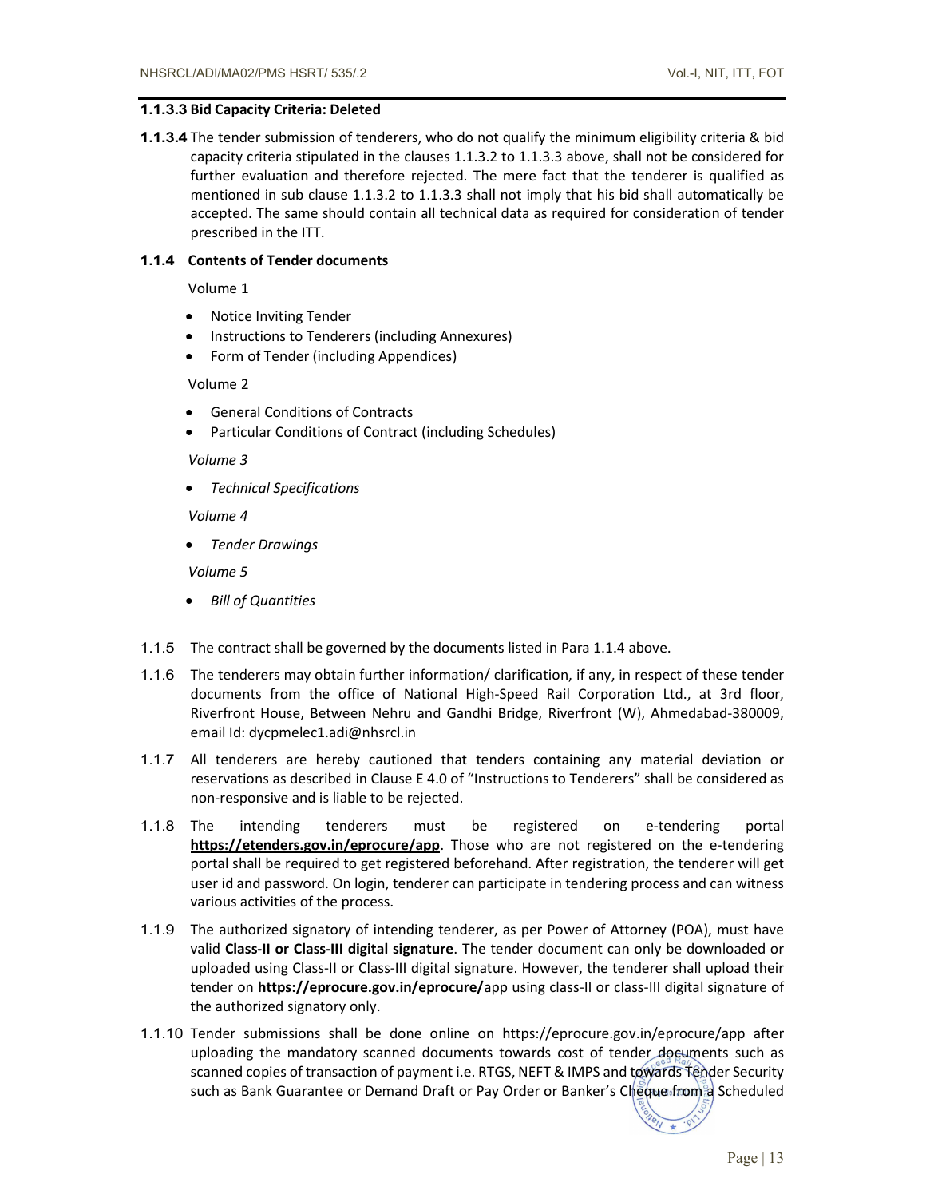**1.1.3.3 Bid Capacity Criteria: Deleted**

**1.1.3.4** The tender submission of tenderers, who do not qualify the minimum eligibility criteria & bid capacity criteria stipulated in the clauses 1.1.3.2 to 1.1.3.3 above, shall not be considered for further evaluation and therefore rejected. The mere fact that the tenderer is qualified as mentioned in sub clause 1.1.3.2 to 1.1.3.3 shall not imply that his bid shall automatically be accepted. The same should contain all technical data as required for consideration of tender prescribed in the ITT.

**1.1.4 Contents of Tender documents**

Volume 1

- Notice Inviting Tender
- Instructions to Tenderers (including Annexures)
- Form of Tender (including Appendices)

Volume 2

- General Conditions of Contracts
- Particular Conditions of Contract (including Schedules)

*Volume 3*

- *Technical Specifications*

*Volume 4*

- *Tender Drawings*

*Volume 5*

- *Bill of Quantities*

1.1.5 The contract shall be governed by the documents listed in Para 1.1.4 above.

1.1.6 The tenderers may obtain further information/ clarification, if any, in respect of these tender documents from the office of National High-Speed Rail Corporation Ltd., at 3rd floor, Riverfront House, Between Nehru and Gandhi Bridge, Riverfront (W), Ahmedabad-380009, email Id: dycpmelec1.adi@nhsrcl.in

1.1.7 All tenderers are hereby cautioned that tenders containing any material deviation or reservations as described in Clause E 4.0 of "Instructions to Tenderers" shall be considered as non-responsive and is liable to be rejected.

1.1.8 The intending tenderers must be registered on e-tendering portal **https://etenders.gov.in/eprocure/app**. Those who are not registered on the e-tendering portal shall be required to get registered beforehand. After registration, the tenderer will get user id and password. On login, tenderer can participate in tendering process and can witness various activities of the process.

1.1.9 The authorized signatory of intending tenderer, as per Power of Attorney (POA), must have valid **Class-II or Class-III digital signature**. The tender document can only be downloaded or uploaded using Class-II or Class-III digital signature. However, the tenderer shall upload their tender on **https://eprocure.gov.in/eprocure/**app using class-II or class-III digital signature of the authorized signatory only.

1.1.10 Tender submissions shall be done online on https://eprocure.gov.in/eprocure/app after uploading the mandatory scanned documents towards cost of tender documents such as scanned copies of transaction of payment i.e. RTGS, NEFT & IMPS and towards Tender Security such as Bank Guarantee or Demand Draft or Pay Order or Banker's Cheque from a Scheduled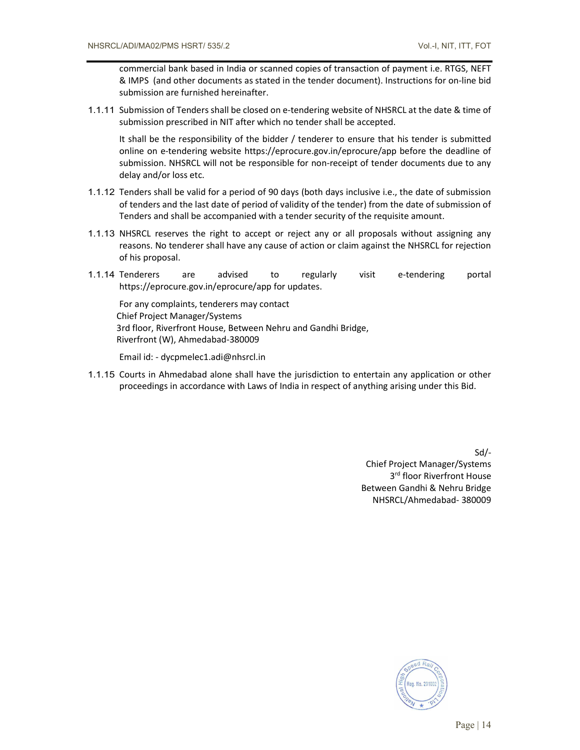commercial bank based in India or scanned copies of transaction of payment i.e. RTGS, NEFT & IMPS (and other documents as stated in the tender document). Instructions for on-line bid submission are furnished hereinafter.

1.1.11 Submission of Tenders shall be closed on e-tendering website of NHSRCL at the date & time of submission prescribed in NIT after which no tender shall be accepted.

It shall be the responsibility of the bidder / tenderer to ensure that his tender is submitted online on e-tendering website https://eprocure.gov.in/eprocure/app before the deadline of submission. NHSRCL will not be responsible for non-receipt of tender documents due to any delay and/or loss etc.

1.1.12 Tenders shall be valid for a period of 90 days (both days inclusive i.e., the date of submission of tenders and the last date of period of validity of the tender) from the date of submission of Tenders and shall be accompanied with a tender security of the requisite amount.

1.1.13 NHSRCL reserves the right to accept or reject any or all proposals without assigning any reasons. No tenderer shall have any cause of action or claim against the NHSRCL for rejection of his proposal.

1.1.14 Tenderers are advised to regularly visit e-tendering portal https://eprocure.gov.in/eprocure/app for updates.

For any complaints, tenderers may contact
Chief Project Manager/Systems
3rd floor, Riverfront House, Between Nehru and Gandhi Bridge,
Riverfront (W), Ahmedabad-380009

Email id: - dycpmelec1.adi@nhsrcl.in

1.1.15 Courts in Ahmedabad alone shall have the jurisdiction to entertain any application or other proceedings in accordance with Laws of India in respect of anything arising under this Bid.

Sd/-
Chief Project Manager/Systems
3rd floor Riverfront House
Between Gandhi & Nehru Bridge
NHSRCL/Ahmedabad- 380009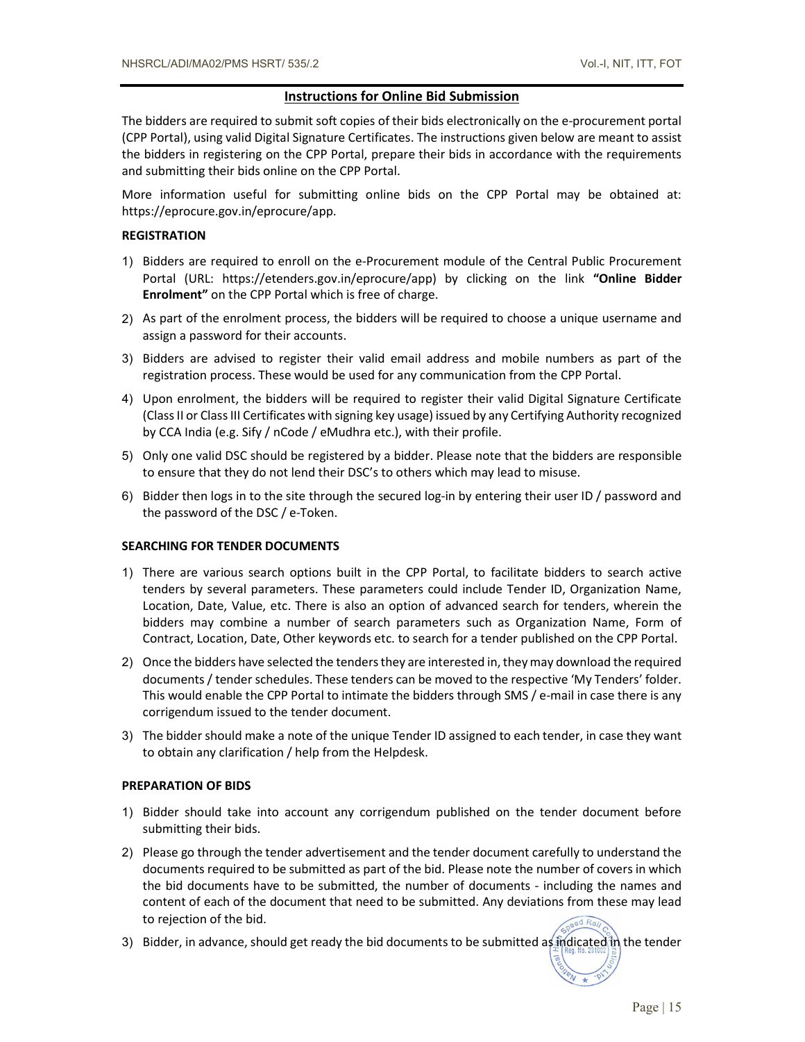## Instructions for Online Bid Submission

The bidders are required to submit soft copies of their bids electronically on the e-procurement portal (CPP Portal), using valid Digital Signature Certificates. The instructions given below are meant to assist the bidders in registering on the CPP Portal, prepare their bids in accordance with the requirements and submitting their bids online on the CPP Portal.

More information useful for submitting online bids on the CPP Portal may be obtained at: https://eprocure.gov.in/eprocure/app.

### REGISTRATION

1) Bidders are required to enroll on the e-Procurement module of the Central Public Procurement Portal (URL: https://etenders.gov.in/eprocure/app) by clicking on the link **"Online Bidder Enrolment"** on the CPP Portal which is free of charge.
2) As part of the enrolment process, the bidders will be required to choose a unique username and assign a password for their accounts.
3) Bidders are advised to register their valid email address and mobile numbers as part of the registration process. These would be used for any communication from the CPP Portal.
4) Upon enrolment, the bidders will be required to register their valid Digital Signature Certificate (Class II or Class III Certificates with signing key usage) issued by any Certifying Authority recognized by CCA India (e.g. Sify / nCode / eMudhra etc.), with their profile.
5) Only one valid DSC should be registered by a bidder. Please note that the bidders are responsible to ensure that they do not lend their DSC's to others which may lead to misuse.
6) Bidder then logs in to the site through the secured log-in by entering their user ID / password and the password of the DSC / e-Token.

### SEARCHING FOR TENDER DOCUMENTS

1) There are various search options built in the CPP Portal, to facilitate bidders to search active tenders by several parameters. These parameters could include Tender ID, Organization Name, Location, Date, Value, etc. There is also an option of advanced search for tenders, wherein the bidders may combine a number of search parameters such as Organization Name, Form of Contract, Location, Date, Other keywords etc. to search for a tender published on the CPP Portal.
2) Once the bidders have selected the tenders they are interested in, they may download the required documents / tender schedules. These tenders can be moved to the respective 'My Tenders' folder. This would enable the CPP Portal to intimate the bidders through SMS / e-mail in case there is any corrigendum issued to the tender document.
3) The bidder should make a note of the unique Tender ID assigned to each tender, in case they want to obtain any clarification / help from the Helpdesk.

### PREPARATION OF BIDS

1) Bidder should take into account any corrigendum published on the tender document before submitting their bids.
2) Please go through the tender advertisement and the tender document carefully to understand the documents required to be submitted as part of the bid. Please note the number of covers in which the bid documents have to be submitted, the number of documents - including the names and content of each of the document that need to be submitted. Any deviations from these may lead to rejection of the bid.
3) Bidder, in advance, should get ready the bid documents to be submitted as indicated in the tender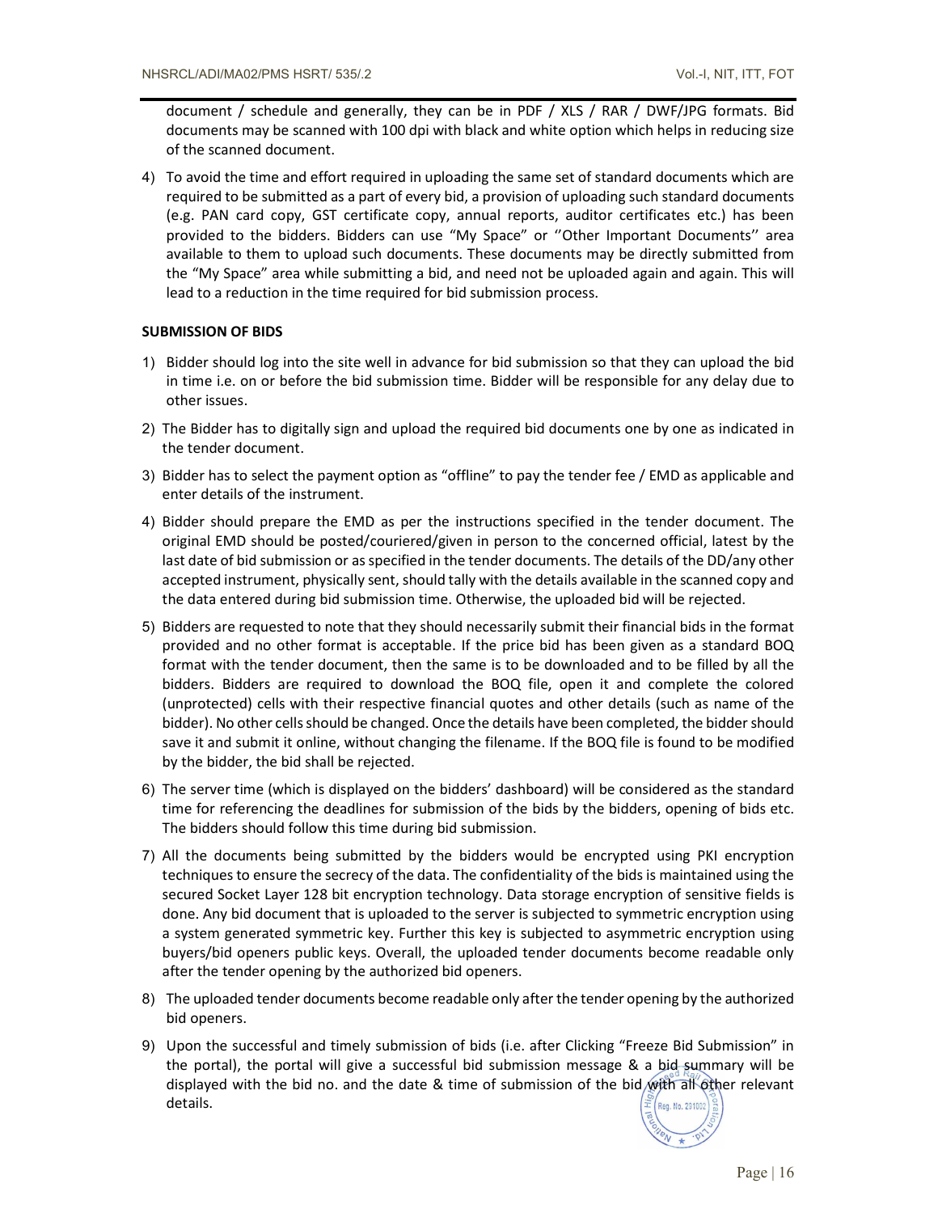document / schedule and generally, they can be in PDF / XLS / RAR / DWF/JPG formats. Bid documents may be scanned with 100 dpi with black and white option which helps in reducing size of the scanned document.

4) To avoid the time and effort required in uploading the same set of standard documents which are required to be submitted as a part of every bid, a provision of uploading such standard documents (e.g. PAN card copy, GST certificate copy, annual reports, auditor certificates etc.) has been provided to the bidders. Bidders can use "My Space" or ''Other Important Documents'' area available to them to upload such documents. These documents may be directly submitted from the "My Space" area while submitting a bid, and need not be uploaded again and again. This will lead to a reduction in the time required for bid submission process.

**SUBMISSION OF BIDS**

1) Bidder should log into the site well in advance for bid submission so that they can upload the bid in time i.e. on or before the bid submission time. Bidder will be responsible for any delay due to other issues.
2) The Bidder has to digitally sign and upload the required bid documents one by one as indicated in the tender document.
3) Bidder has to select the payment option as "offline" to pay the tender fee / EMD as applicable and enter details of the instrument.
4) Bidder should prepare the EMD as per the instructions specified in the tender document. The original EMD should be posted/couriered/given in person to the concerned official, latest by the last date of bid submission or as specified in the tender documents. The details of the DD/any other accepted instrument, physically sent, should tally with the details available in the scanned copy and the data entered during bid submission time. Otherwise, the uploaded bid will be rejected.
5) Bidders are requested to note that they should necessarily submit their financial bids in the format provided and no other format is acceptable. If the price bid has been given as a standard BOQ format with the tender document, then the same is to be downloaded and to be filled by all the bidders. Bidders are required to download the BOQ file, open it and complete the colored (unprotected) cells with their respective financial quotes and other details (such as name of the bidder). No other cells should be changed. Once the details have been completed, the bidder should save it and submit it online, without changing the filename. If the BOQ file is found to be modified by the bidder, the bid shall be rejected.
6) The server time (which is displayed on the bidders' dashboard) will be considered as the standard time for referencing the deadlines for submission of the bids by the bidders, opening of bids etc. The bidders should follow this time during bid submission.
7) All the documents being submitted by the bidders would be encrypted using PKI encryption techniques to ensure the secrecy of the data. The confidentiality of the bids is maintained using the secured Socket Layer 128 bit encryption technology. Data storage encryption of sensitive fields is done. Any bid document that is uploaded to the server is subjected to symmetric encryption using a system generated symmetric key. Further this key is subjected to asymmetric encryption using buyers/bid openers public keys. Overall, the uploaded tender documents become readable only after the tender opening by the authorized bid openers.
8) The uploaded tender documents become readable only after the tender opening by the authorized bid openers.
9) Upon the successful and timely submission of bids (i.e. after Clicking "Freeze Bid Submission" in the portal), the portal will give a successful bid submission message & a bid summary will be displayed with the bid no. and the date & time of submission of the bid with all other relevant details.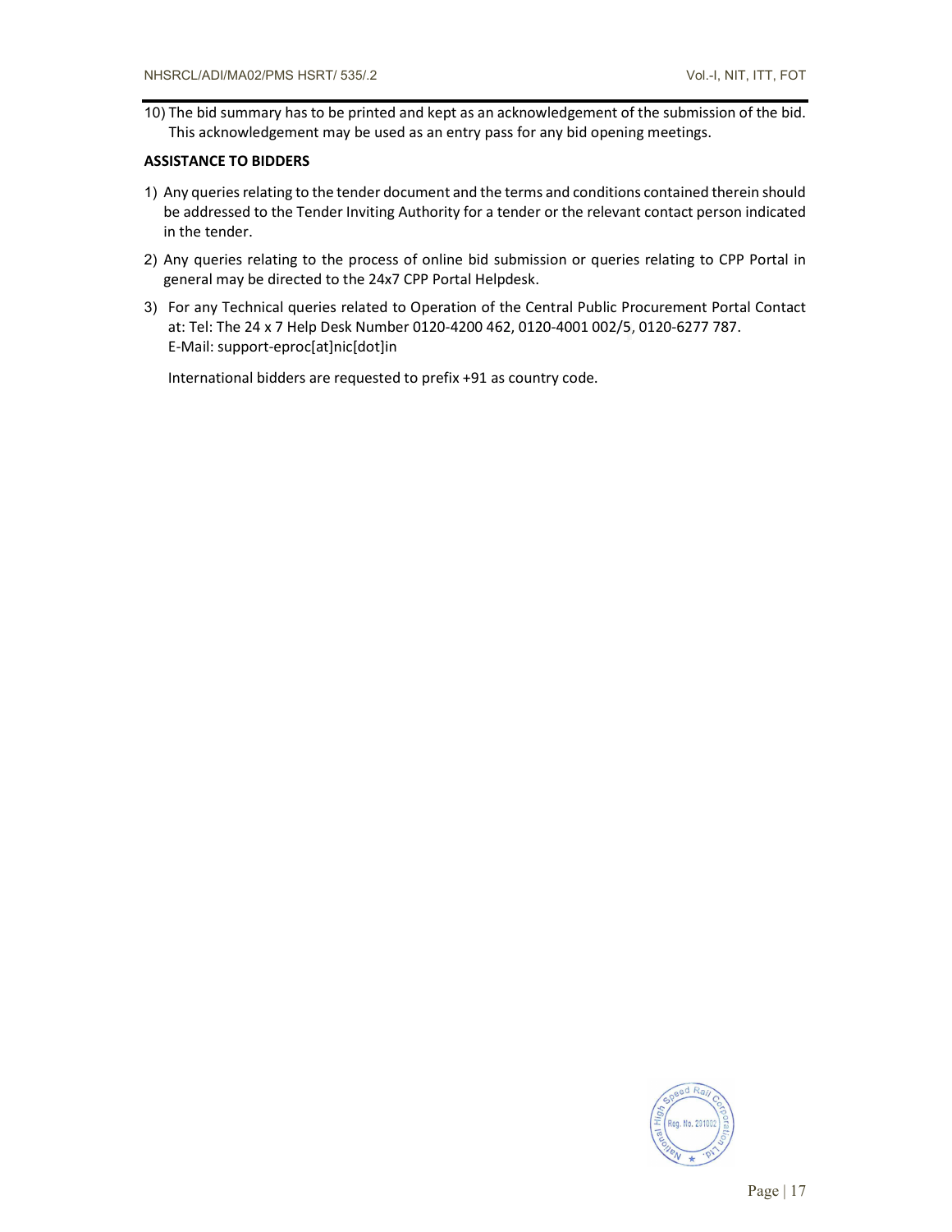10) The bid summary has to be printed and kept as an acknowledgement of the submission of the bid. This acknowledgement may be used as an entry pass for any bid opening meetings.

**ASSISTANCE TO BIDDERS**

1) Any queries relating to the tender document and the terms and conditions contained therein should be addressed to the Tender Inviting Authority for a tender or the relevant contact person indicated in the tender.

2) Any queries relating to the process of online bid submission or queries relating to CPP Portal in general may be directed to the 24x7 CPP Portal Helpdesk.

3) For any Technical queries related to Operation of the Central Public Procurement Portal Contact at: Tel: The 24 x 7 Help Desk Number 0120-4200 462, 0120-4001 002/5, 0120-6277 787.
E-Mail: support-eproc[at]nic[dot]in

International bidders are requested to prefix +91 as country code.